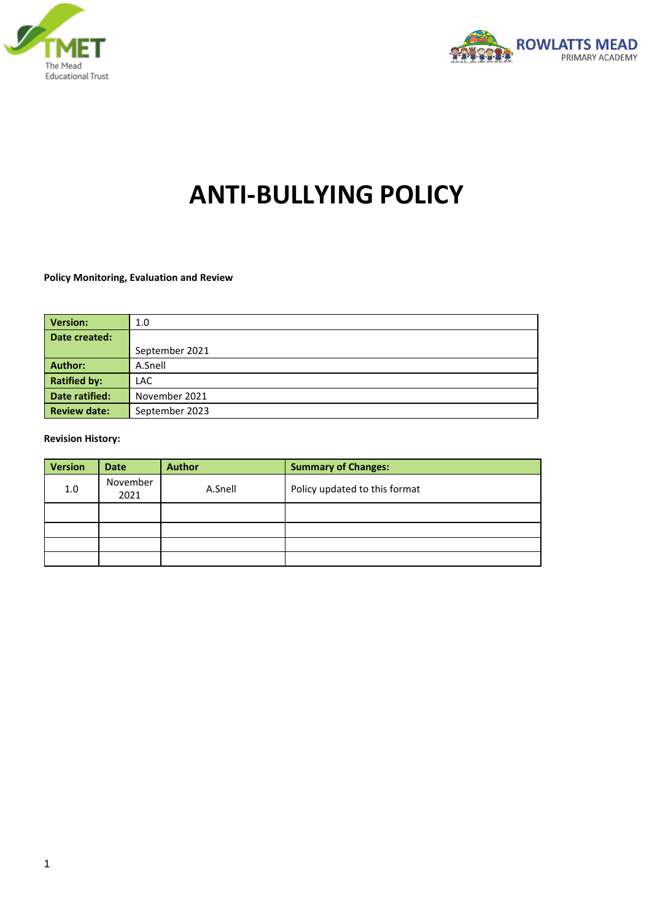TMET
The Mead
Educational Trust

ROWLATTS MEAD
PRIMARY ACADEMY

# ANTI-BULLYING POLICY

**Policy Monitoring, Evaluation and Review**

| | |
|---|---|
| **Version:** | 1.0 |
| **Date created:** | September 2021 |
| **Author:** | A.Snell |
| **Ratified by:** | LAC |
| **Date ratified:** | November 2021 |
| **Review date:** | September 2023 |

**Revision History:**

| Version | Date | Author | Summary of Changes: |
|---|---|---|---|
| 1.0 | November 2021 | A.Snell | Policy updated to this format |
| | | | |
| | | | |
| | | | |
| | | | |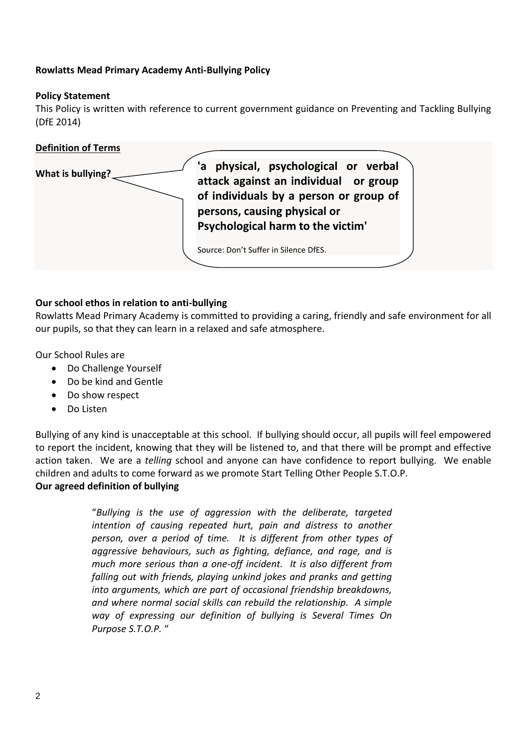**Rowlatts Mead Primary Academy Anti-Bullying Policy**

**Policy Statement**

This Policy is written with reference to current government guidance on Preventing and Tackling Bullying (DfE 2014)

**Definition of Terms**

**What is bullying?**

> **'a physical, psychological or verbal attack against an individual or group of individuals by a person or group of persons, causing physical or Psychological harm to the victim'**
>
> Source: Don't Suffer in Silence DfES.

**Our school ethos in relation to anti-bullying**

Rowlatts Mead Primary Academy is committed to providing a caring, friendly and safe environment for all our pupils, so that they can learn in a relaxed and safe atmosphere.

Our School Rules are

- Do Challenge Yourself
- Do be kind and Gentle
- Do show respect
- Do Listen

Bullying of any kind is unacceptable at this school. If bullying should occur, all pupils will feel empowered to report the incident, knowing that they will be listened to, and that there will be prompt and effective action taken. We are a *telling* school and anyone can have confidence to report bullying. We enable children and adults to come forward as we promote Start Telling Other People S.T.O.P.

**Our agreed definition of bullying**

> "*Bullying is the use of aggression with the deliberate, targeted intention of causing repeated hurt, pain and distress to another person, over a period of time. It is different from other types of aggressive behaviours, such as fighting, defiance, and rage, and is much more serious than a one-off incident. It is also different from falling out with friends, playing unkind jokes and pranks and getting into arguments, which are part of occasional friendship breakdowns, and where normal social skills can rebuild the relationship. A simple way of expressing our definition of bullying is Several Times On Purpose S.T.O.P.* "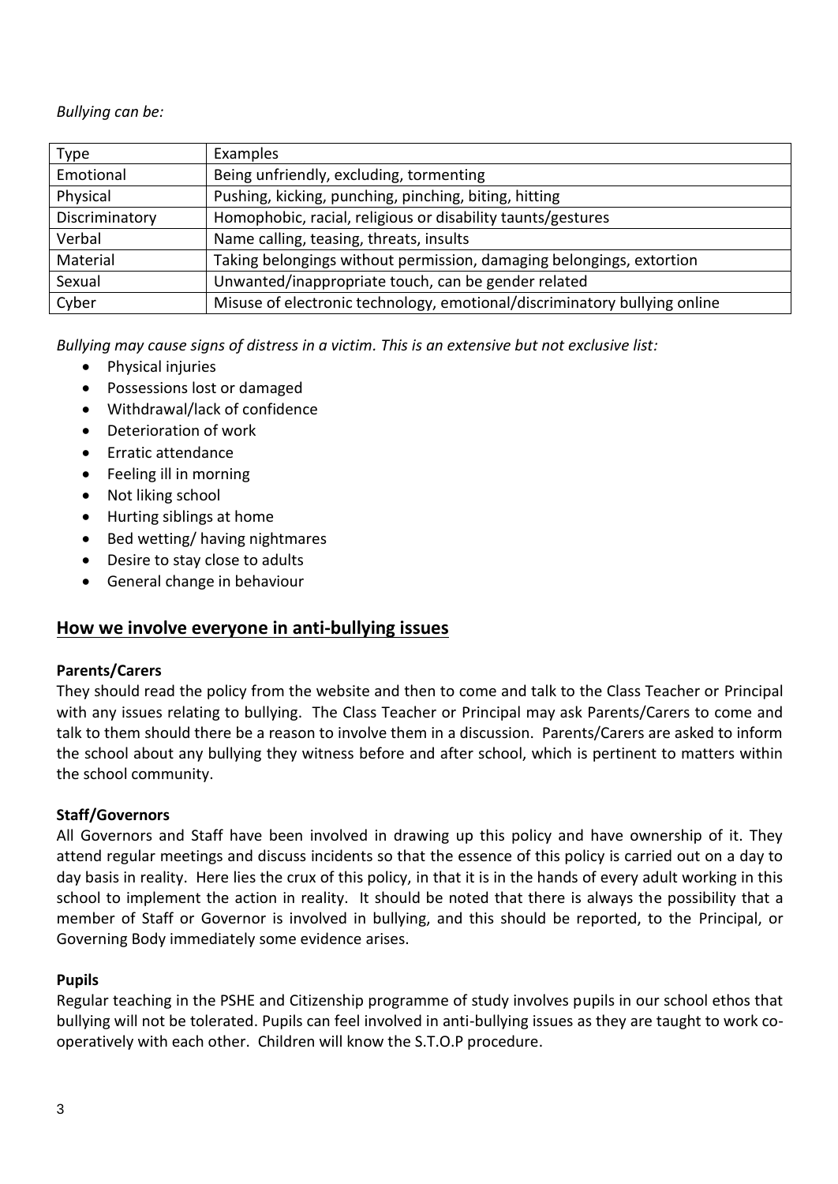*Bullying can be:*

| Type | Examples |
|---|---|
| Emotional | Being unfriendly, excluding, tormenting |
| Physical | Pushing, kicking, punching, pinching, biting, hitting |
| Discriminatory | Homophobic, racial, religious or disability taunts/gestures |
| Verbal | Name calling, teasing, threats, insults |
| Material | Taking belongings without permission, damaging belongings, extortion |
| Sexual | Unwanted/inappropriate touch, can be gender related |
| Cyber | Misuse of electronic technology, emotional/discriminatory bullying online |

*Bullying may cause signs of distress in a victim. This is an extensive but not exclusive list:*

- Physical injuries
- Possessions lost or damaged
- Withdrawal/lack of confidence
- Deterioration of work
- Erratic attendance
- Feeling ill in morning
- Not liking school
- Hurting siblings at home
- Bed wetting/ having nightmares
- Desire to stay close to adults
- General change in behaviour

## How we involve everyone in anti-bullying issues

**Parents/Carers**

They should read the policy from the website and then to come and talk to the Class Teacher or Principal with any issues relating to bullying. The Class Teacher or Principal may ask Parents/Carers to come and talk to them should there be a reason to involve them in a discussion. Parents/Carers are asked to inform the school about any bullying they witness before and after school, which is pertinent to matters within the school community.

**Staff/Governors**

All Governors and Staff have been involved in drawing up this policy and have ownership of it. They attend regular meetings and discuss incidents so that the essence of this policy is carried out on a day to day basis in reality. Here lies the crux of this policy, in that it is in the hands of every adult working in this school to implement the action in reality. It should be noted that there is always the possibility that a member of Staff or Governor is involved in bullying, and this should be reported, to the Principal, or Governing Body immediately some evidence arises.

**Pupils**

Regular teaching in the PSHE and Citizenship programme of study involves pupils in our school ethos that bullying will not be tolerated. Pupils can feel involved in anti-bullying issues as they are taught to work co-operatively with each other. Children will know the S.T.O.P procedure.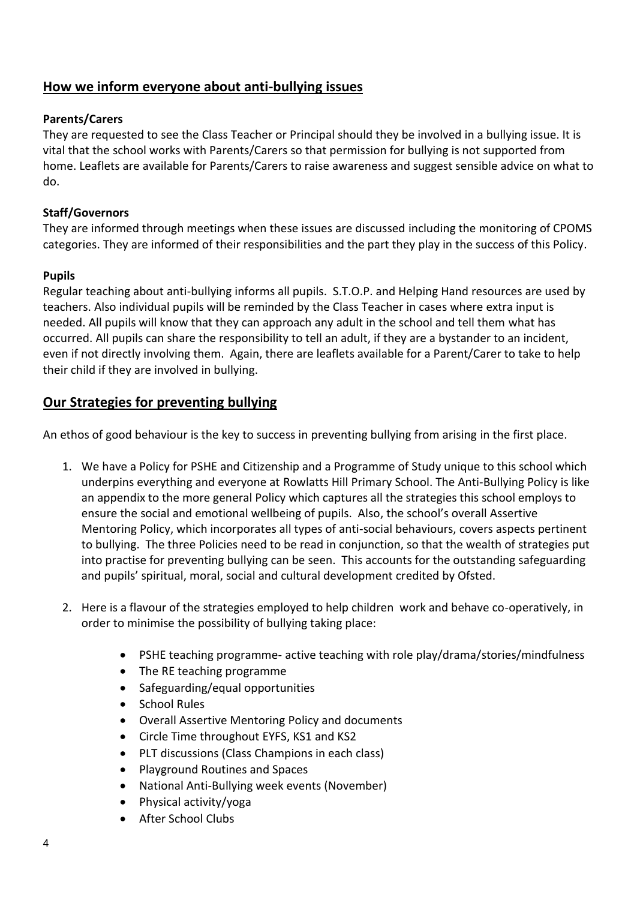## How we inform everyone about anti-bullying issues

**Parents/Carers**

They are requested to see the Class Teacher or Principal should they be involved in a bullying issue. It is vital that the school works with Parents/Carers so that permission for bullying is not supported from home. Leaflets are available for Parents/Carers to raise awareness and suggest sensible advice on what to do.

**Staff/Governors**

They are informed through meetings when these issues are discussed including the monitoring of CPOMS categories. They are informed of their responsibilities and the part they play in the success of this Policy.

**Pupils**

Regular teaching about anti-bullying informs all pupils. S.T.O.P. and Helping Hand resources are used by teachers. Also individual pupils will be reminded by the Class Teacher in cases where extra input is needed. All pupils will know that they can approach any adult in the school and tell them what has occurred. All pupils can share the responsibility to tell an adult, if they are a bystander to an incident, even if not directly involving them. Again, there are leaflets available for a Parent/Carer to take to help their child if they are involved in bullying.

## Our Strategies for preventing bullying

An ethos of good behaviour is the key to success in preventing bullying from arising in the first place.

1. We have a Policy for PSHE and Citizenship and a Programme of Study unique to this school which underpins everything and everyone at Rowlatts Hill Primary School. The Anti-Bullying Policy is like an appendix to the more general Policy which captures all the strategies this school employs to ensure the social and emotional wellbeing of pupils. Also, the school's overall Assertive Mentoring Policy, which incorporates all types of anti-social behaviours, covers aspects pertinent to bullying. The three Policies need to be read in conjunction, so that the wealth of strategies put into practise for preventing bullying can be seen. This accounts for the outstanding safeguarding and pupils' spiritual, moral, social and cultural development credited by Ofsted.

2. Here is a flavour of the strategies employed to help children work and behave co-operatively, in order to minimise the possibility of bullying taking place:

    - PSHE teaching programme- active teaching with role play/drama/stories/mindfulness
    - The RE teaching programme
    - Safeguarding/equal opportunities
    - School Rules
    - Overall Assertive Mentoring Policy and documents
    - Circle Time throughout EYFS, KS1 and KS2
    - PLT discussions (Class Champions in each class)
    - Playground Routines and Spaces
    - National Anti-Bullying week events (November)
    - Physical activity/yoga
    - After School Clubs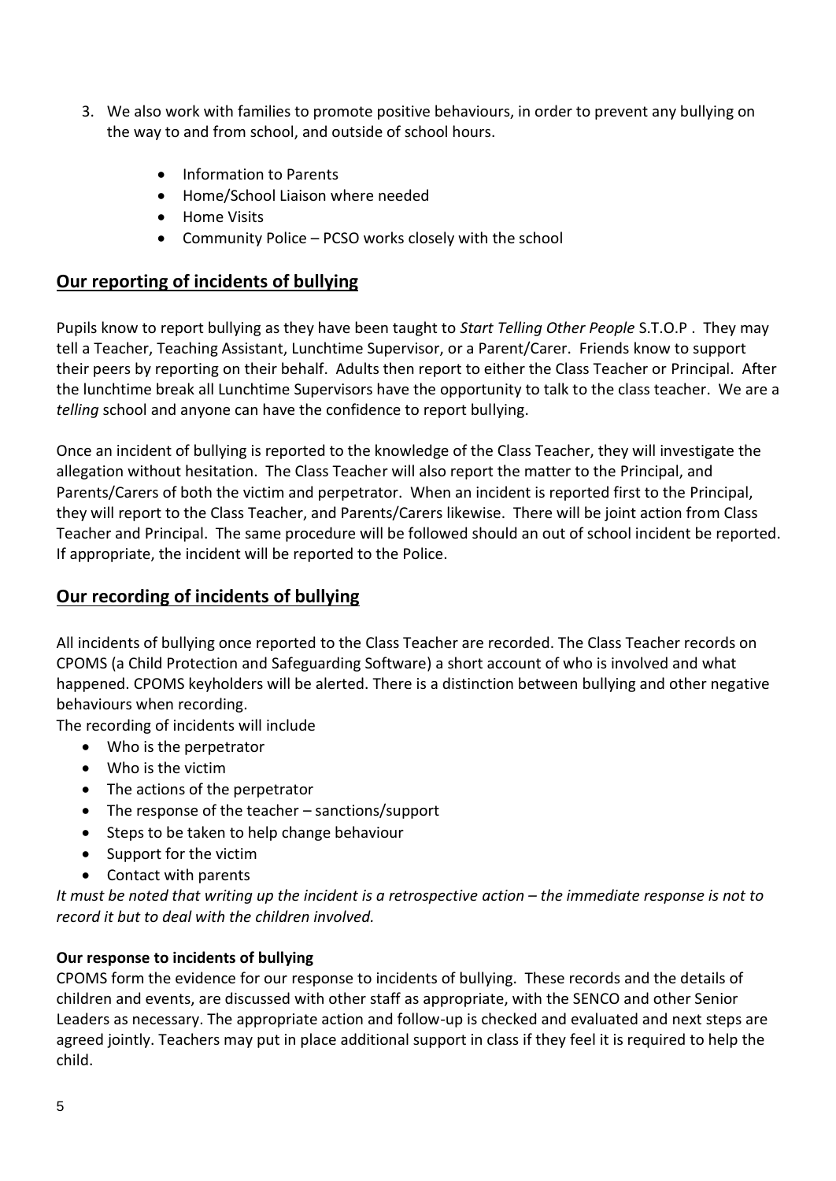3. We also work with families to promote positive behaviours, in order to prevent any bullying on the way to and from school, and outside of school hours.

    - Information to Parents
    - Home/School Liaison where needed
    - Home Visits
    - Community Police – PCSO works closely with the school

## Our reporting of incidents of bullying

Pupils know to report bullying as they have been taught to *Start Telling Other People* S.T.O.P . They may tell a Teacher, Teaching Assistant, Lunchtime Supervisor, or a Parent/Carer. Friends know to support their peers by reporting on their behalf. Adults then report to either the Class Teacher or Principal. After the lunchtime break all Lunchtime Supervisors have the opportunity to talk to the class teacher. We are a *telling* school and anyone can have the confidence to report bullying.

Once an incident of bullying is reported to the knowledge of the Class Teacher, they will investigate the allegation without hesitation. The Class Teacher will also report the matter to the Principal, and Parents/Carers of both the victim and perpetrator. When an incident is reported first to the Principal, they will report to the Class Teacher, and Parents/Carers likewise. There will be joint action from Class Teacher and Principal. The same procedure will be followed should an out of school incident be reported. If appropriate, the incident will be reported to the Police.

## Our recording of incidents of bullying

All incidents of bullying once reported to the Class Teacher are recorded. The Class Teacher records on CPOMS (a Child Protection and Safeguarding Software) a short account of who is involved and what happened. CPOMS keyholders will be alerted. There is a distinction between bullying and other negative behaviours when recording.

The recording of incidents will include

- Who is the perpetrator
- Who is the victim
- The actions of the perpetrator
- The response of the teacher – sanctions/support
- Steps to be taken to help change behaviour
- Support for the victim
- Contact with parents

*It must be noted that writing up the incident is a retrospective action – the immediate response is not to record it but to deal with the children involved.*

### Our response to incidents of bullying

CPOMS form the evidence for our response to incidents of bullying. These records and the details of children and events, are discussed with other staff as appropriate, with the SENCO and other Senior Leaders as necessary. The appropriate action and follow-up is checked and evaluated and next steps are agreed jointly. Teachers may put in place additional support in class if they feel it is required to help the child.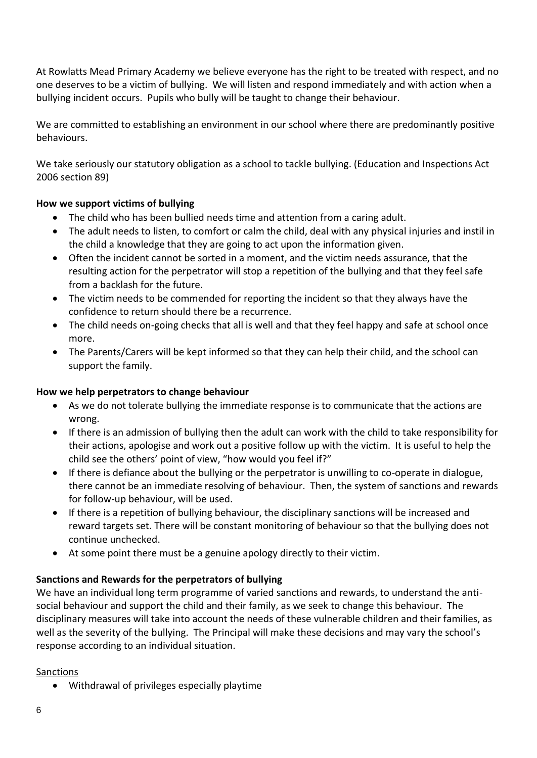At Rowlatts Mead Primary Academy we believe everyone has the right to be treated with respect, and no one deserves to be a victim of bullying. We will listen and respond immediately and with action when a bullying incident occurs. Pupils who bully will be taught to change their behaviour.

We are committed to establishing an environment in our school where there are predominantly positive behaviours.

We take seriously our statutory obligation as a school to tackle bullying. (Education and Inspections Act 2006 section 89)

**How we support victims of bullying**

- The child who has been bullied needs time and attention from a caring adult.
- The adult needs to listen, to comfort or calm the child, deal with any physical injuries and instil in the child a knowledge that they are going to act upon the information given.
- Often the incident cannot be sorted in a moment, and the victim needs assurance, that the resulting action for the perpetrator will stop a repetition of the bullying and that they feel safe from a backlash for the future.
- The victim needs to be commended for reporting the incident so that they always have the confidence to return should there be a recurrence.
- The child needs on-going checks that all is well and that they feel happy and safe at school once more.
- The Parents/Carers will be kept informed so that they can help their child, and the school can support the family.

**How we help perpetrators to change behaviour**

- As we do not tolerate bullying the immediate response is to communicate that the actions are wrong.
- If there is an admission of bullying then the adult can work with the child to take responsibility for their actions, apologise and work out a positive follow up with the victim. It is useful to help the child see the others' point of view, "how would you feel if?"
- If there is defiance about the bullying or the perpetrator is unwilling to co-operate in dialogue, there cannot be an immediate resolving of behaviour. Then, the system of sanctions and rewards for follow-up behaviour, will be used.
- If there is a repetition of bullying behaviour, the disciplinary sanctions will be increased and reward targets set. There will be constant monitoring of behaviour so that the bullying does not continue unchecked.
- At some point there must be a genuine apology directly to their victim.

**Sanctions and Rewards for the perpetrators of bullying**

We have an individual long term programme of varied sanctions and rewards, to understand the anti-social behaviour and support the child and their family, as we seek to change this behaviour. The disciplinary measures will take into account the needs of these vulnerable children and their families, as well as the severity of the bullying. The Principal will make these decisions and may vary the school's response according to an individual situation.

<u>Sanctions</u>

- Withdrawal of privileges especially playtime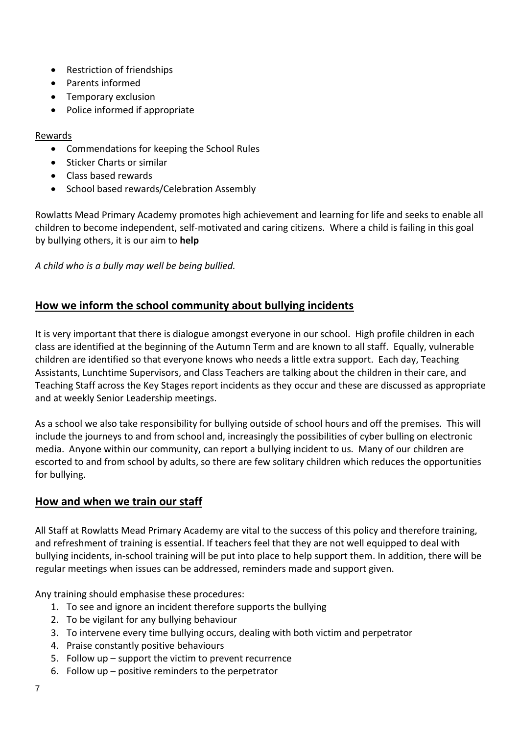- Restriction of friendships
- Parents informed
- Temporary exclusion
- Police informed if appropriate

Rewards

- Commendations for keeping the School Rules
- Sticker Charts or similar
- Class based rewards
- School based rewards/Celebration Assembly

Rowlatts Mead Primary Academy promotes high achievement and learning for life and seeks to enable all children to become independent, self-motivated and caring citizens. Where a child is failing in this goal by bullying others, it is our aim to **help**

*A child who is a bully may well be being bullied.*

## How we inform the school community about bullying incidents

It is very important that there is dialogue amongst everyone in our school. High profile children in each class are identified at the beginning of the Autumn Term and are known to all staff. Equally, vulnerable children are identified so that everyone knows who needs a little extra support. Each day, Teaching Assistants, Lunchtime Supervisors, and Class Teachers are talking about the children in their care, and Teaching Staff across the Key Stages report incidents as they occur and these are discussed as appropriate and at weekly Senior Leadership meetings.

As a school we also take responsibility for bullying outside of school hours and off the premises. This will include the journeys to and from school and, increasingly the possibilities of cyber bulling on electronic media. Anyone within our community, can report a bullying incident to us. Many of our children are escorted to and from school by adults, so there are few solitary children which reduces the opportunities for bullying.

## How and when we train our staff

All Staff at Rowlatts Mead Primary Academy are vital to the success of this policy and therefore training, and refreshment of training is essential. If teachers feel that they are not well equipped to deal with bullying incidents, in-school training will be put into place to help support them. In addition, there will be regular meetings when issues can be addressed, reminders made and support given.

Any training should emphasise these procedures:

1. To see and ignore an incident therefore supports the bullying
2. To be vigilant for any bullying behaviour
3. To intervene every time bullying occurs, dealing with both victim and perpetrator
4. Praise constantly positive behaviours
5. Follow up – support the victim to prevent recurrence
6. Follow up – positive reminders to the perpetrator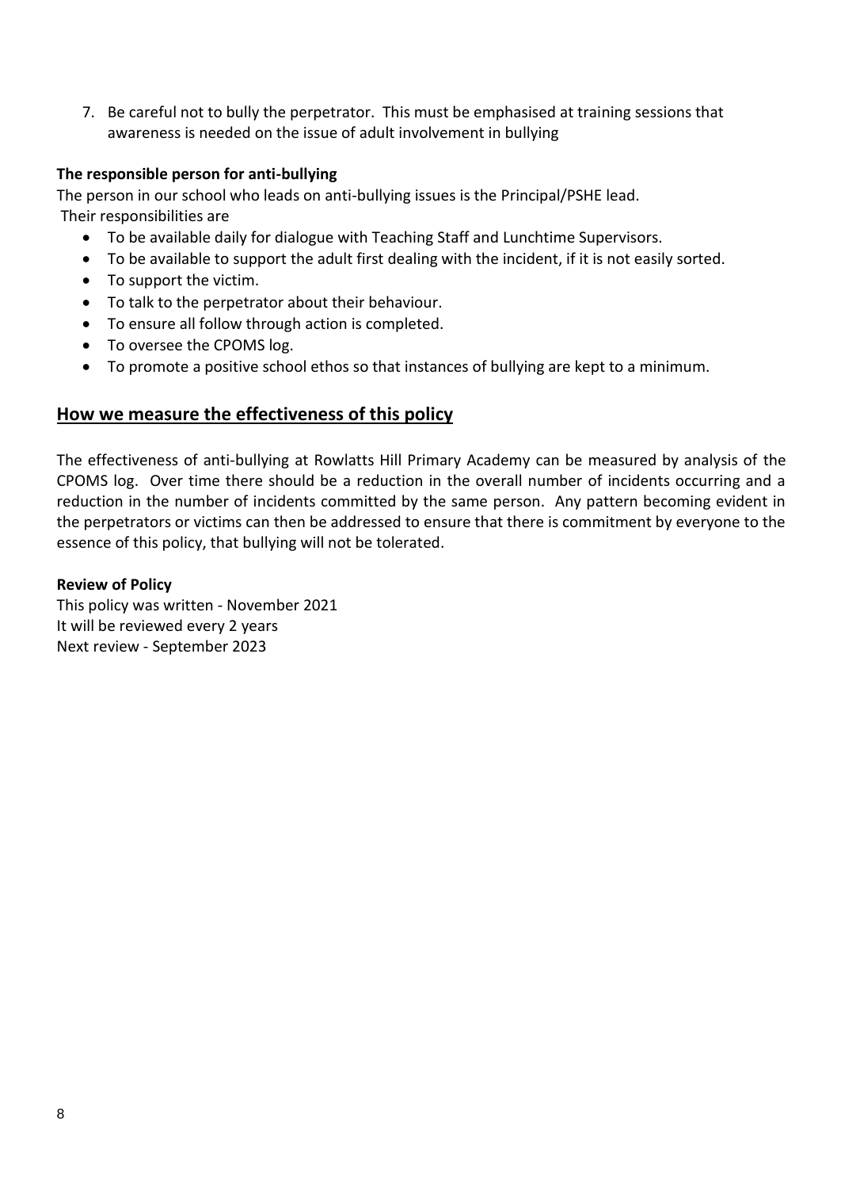7. Be careful not to bully the perpetrator. This must be emphasised at training sessions that awareness is needed on the issue of adult involvement in bullying

**The responsible person for anti-bullying**

The person in our school who leads on anti-bullying issues is the Principal/PSHE lead.
Their responsibilities are

- To be available daily for dialogue with Teaching Staff and Lunchtime Supervisors.
- To be available to support the adult first dealing with the incident, if it is not easily sorted.
- To support the victim.
- To talk to the perpetrator about their behaviour.
- To ensure all follow through action is completed.
- To oversee the CPOMS log.
- To promote a positive school ethos so that instances of bullying are kept to a minimum.

## How we measure the effectiveness of this policy

The effectiveness of anti-bullying at Rowlatts Hill Primary Academy can be measured by analysis of the CPOMS log. Over time there should be a reduction in the overall number of incidents occurring and a reduction in the number of incidents committed by the same person. Any pattern becoming evident in the perpetrators or victims can then be addressed to ensure that there is commitment by everyone to the essence of this policy, that bullying will not be tolerated.

**Review of Policy**

This policy was written - November 2021
It will be reviewed every 2 years
Next review - September 2023